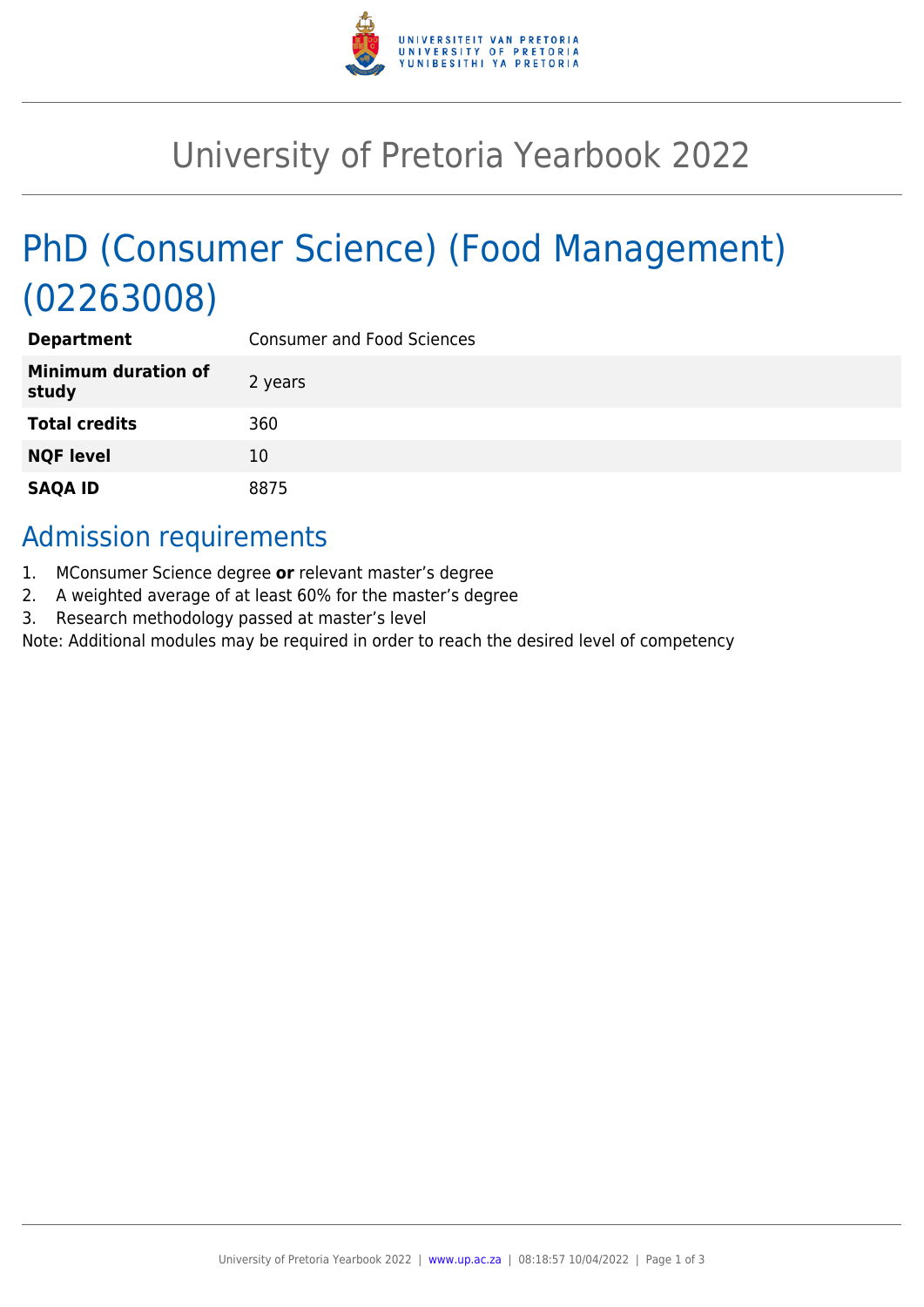# University of Pretoria Yearbook 2022

## PhD (Consumer Science) (Food Management) (02263008)

| | |
|---|---|
| **Department** | Consumer and Food Sciences |
| **Minimum duration of study** | 2 years |
| **Total credits** | 360 |
| **NQF level** | 10 |
| **SAQA ID** | 8875 |

### Admission requirements

1. MConsumer Science degree **or** relevant master's degree
2. A weighted average of at least 60% for the master's degree
3. Research methodology passed at master's level

Note: Additional modules may be required in order to reach the desired level of competency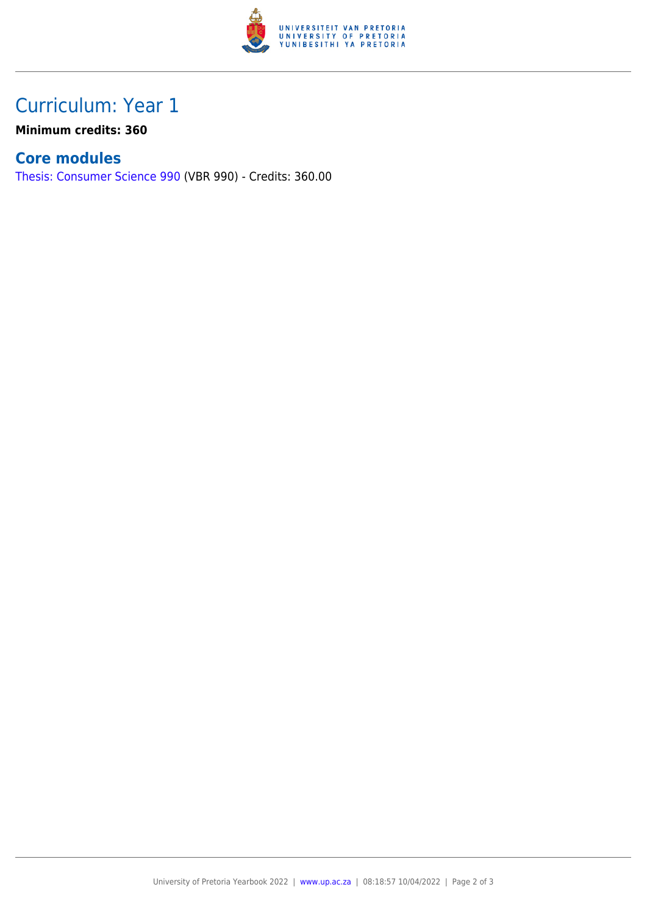## Curriculum: Year 1

**Minimum credits: 360**

### Core modules

Thesis: Consumer Science 990 (VBR 990) - Credits: 360.00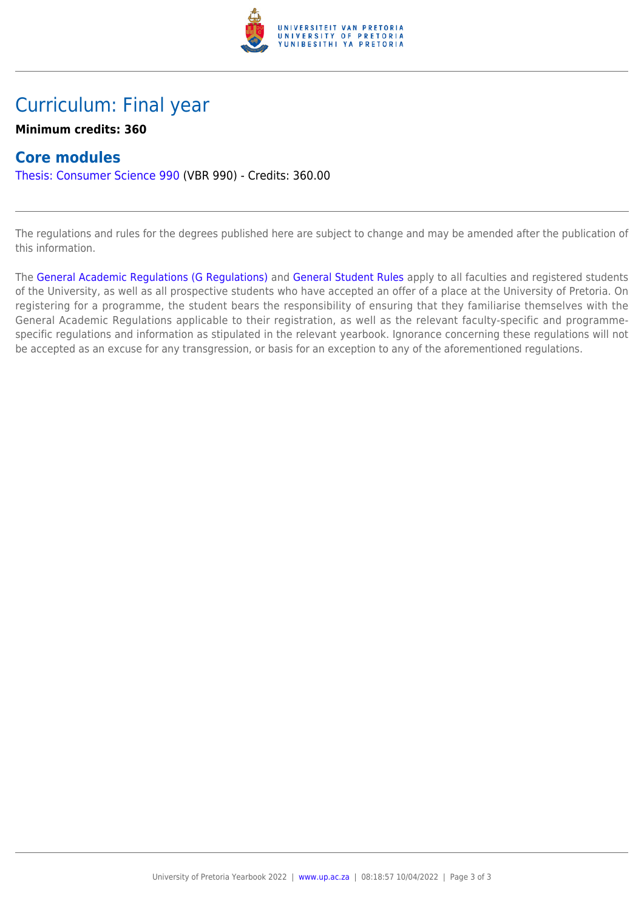## Curriculum: Final year

**Minimum credits: 360**

### Core modules

Thesis: Consumer Science 990 (VBR 990) - Credits: 360.00

---

The regulations and rules for the degrees published here are subject to change and may be amended after the publication of this information.

The General Academic Regulations (G Regulations) and General Student Rules apply to all faculties and registered students of the University, as well as all prospective students who have accepted an offer of a place at the University of Pretoria. On registering for a programme, the student bears the responsibility of ensuring that they familiarise themselves with the General Academic Regulations applicable to their registration, as well as the relevant faculty-specific and programme-specific regulations and information as stipulated in the relevant yearbook. Ignorance concerning these regulations will not be accepted as an excuse for any transgression, or basis for an exception to any of the aforementioned regulations.